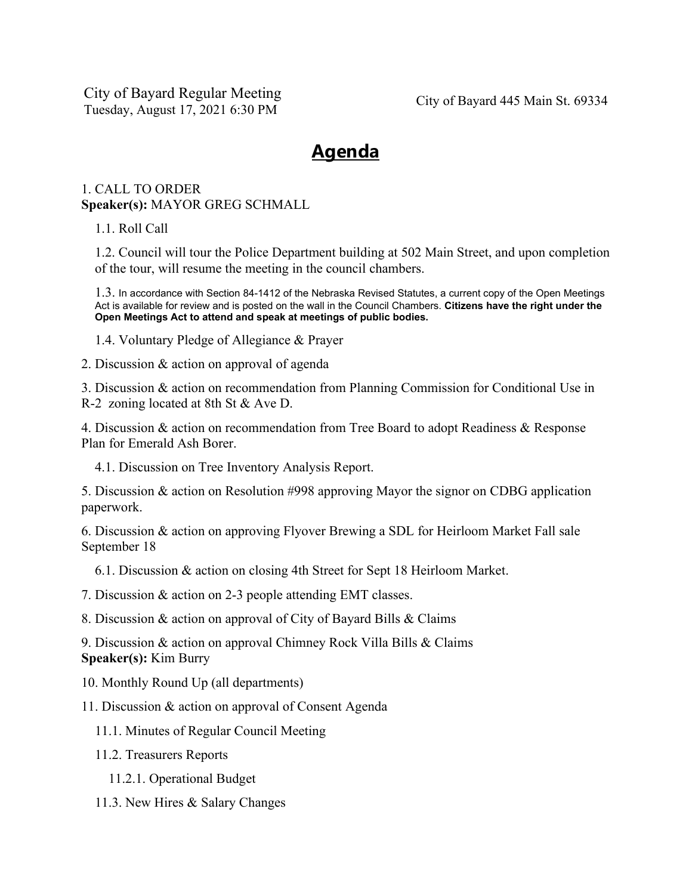City of Bayard Regular Meeting
Tuesday, August 17, 2021 6:30 PM

City of Bayard 445 Main St. 69334

# Agenda

1. CALL TO ORDER
**Speaker(s):** MAYOR GREG SCHMALL

   1.1. Roll Call

   1.2. Council will tour the Police Department building at 502 Main Street, and upon completion of the tour, will resume the meeting in the council chambers.

   1.3. In accordance with Section 84-1412 of the Nebraska Revised Statutes, a current copy of the Open Meetings Act is available for review and is posted on the wall in the Council Chambers. **Citizens have the right under the Open Meetings Act to attend and speak at meetings of public bodies.**

   1.4. Voluntary Pledge of Allegiance & Prayer

2. Discussion & action on approval of agenda

3. Discussion & action on recommendation from Planning Commission for Conditional Use in R-2 zoning located at 8th St & Ave D.

4. Discussion & action on recommendation from Tree Board to adopt Readiness & Response Plan for Emerald Ash Borer.

   4.1. Discussion on Tree Inventory Analysis Report.

5. Discussion & action on Resolution #998 approving Mayor the signor on CDBG application paperwork.

6. Discussion & action on approving Flyover Brewing a SDL for Heirloom Market Fall sale September 18

   6.1. Discussion & action on closing 4th Street for Sept 18 Heirloom Market.

7. Discussion & action on 2-3 people attending EMT classes.

8. Discussion & action on approval of City of Bayard Bills & Claims

9. Discussion & action on approval Chimney Rock Villa Bills & Claims
**Speaker(s):** Kim Burry

10. Monthly Round Up (all departments)

11. Discussion & action on approval of Consent Agenda

   11.1. Minutes of Regular Council Meeting

   11.2. Treasurers Reports

      11.2.1. Operational Budget

   11.3. New Hires & Salary Changes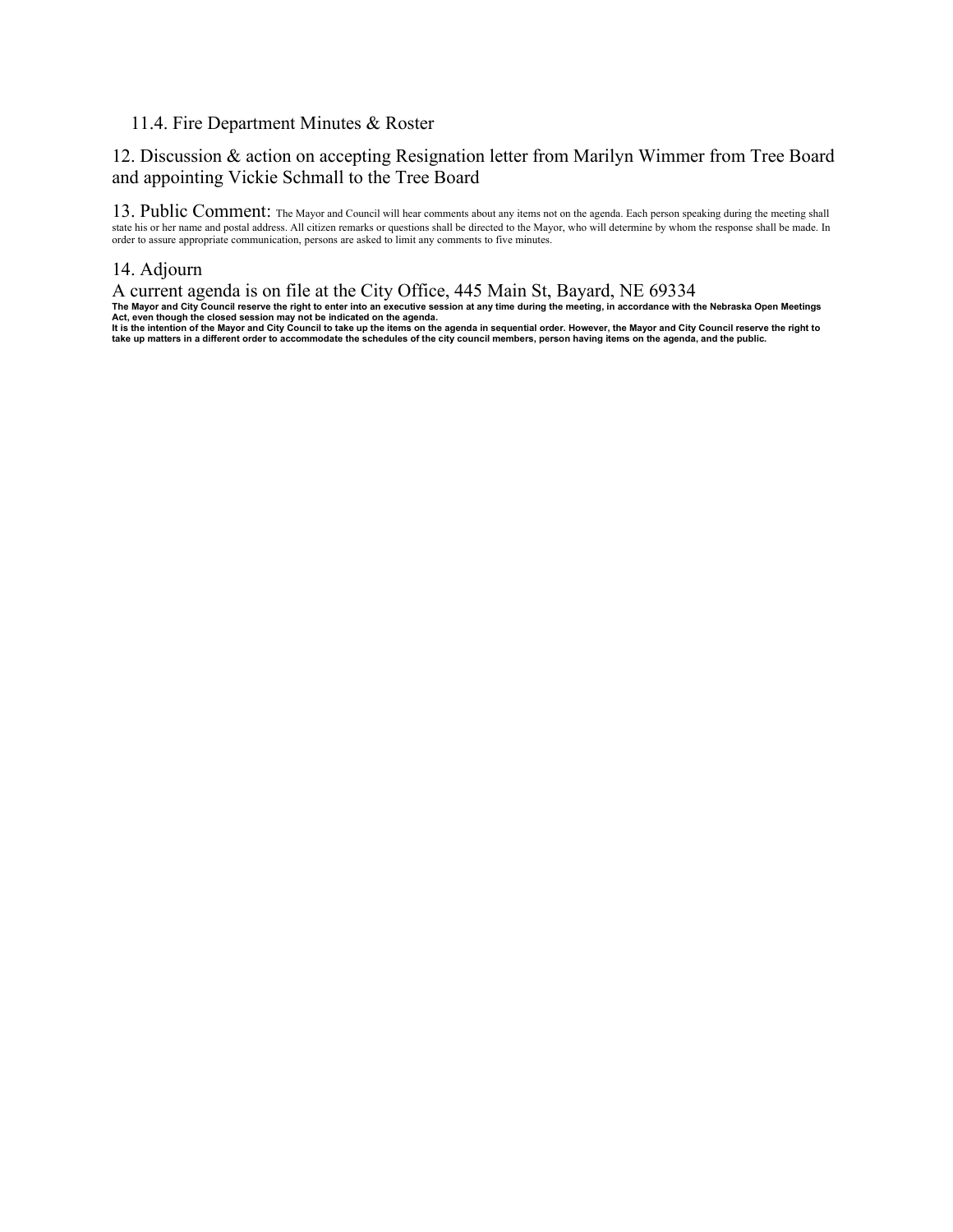11.4. Fire Department Minutes & Roster

12. Discussion & action on accepting Resignation letter from Marilyn Wimmer from Tree Board and appointing Vickie Schmall to the Tree Board

13. Public Comment: The Mayor and Council will hear comments about any items not on the agenda. Each person speaking during the meeting shall state his or her name and postal address. All citizen remarks or questions shall be directed to the Mayor, who will determine by whom the response shall be made. In order to assure appropriate communication, persons are asked to limit any comments to five minutes.

14. Adjourn

A current agenda is on file at the City Office, 445 Main St, Bayard, NE 69334

**The Mayor and City Council reserve the right to enter into an executive session at any time during the meeting, in accordance with the Nebraska Open Meetings Act, even though the closed session may not be indicated on the agenda.**

**It is the intention of the Mayor and City Council to take up the items on the agenda in sequential order. However, the Mayor and City Council reserve the right to take up matters in a different order to accommodate the schedules of the city council members, person having items on the agenda, and the public.**